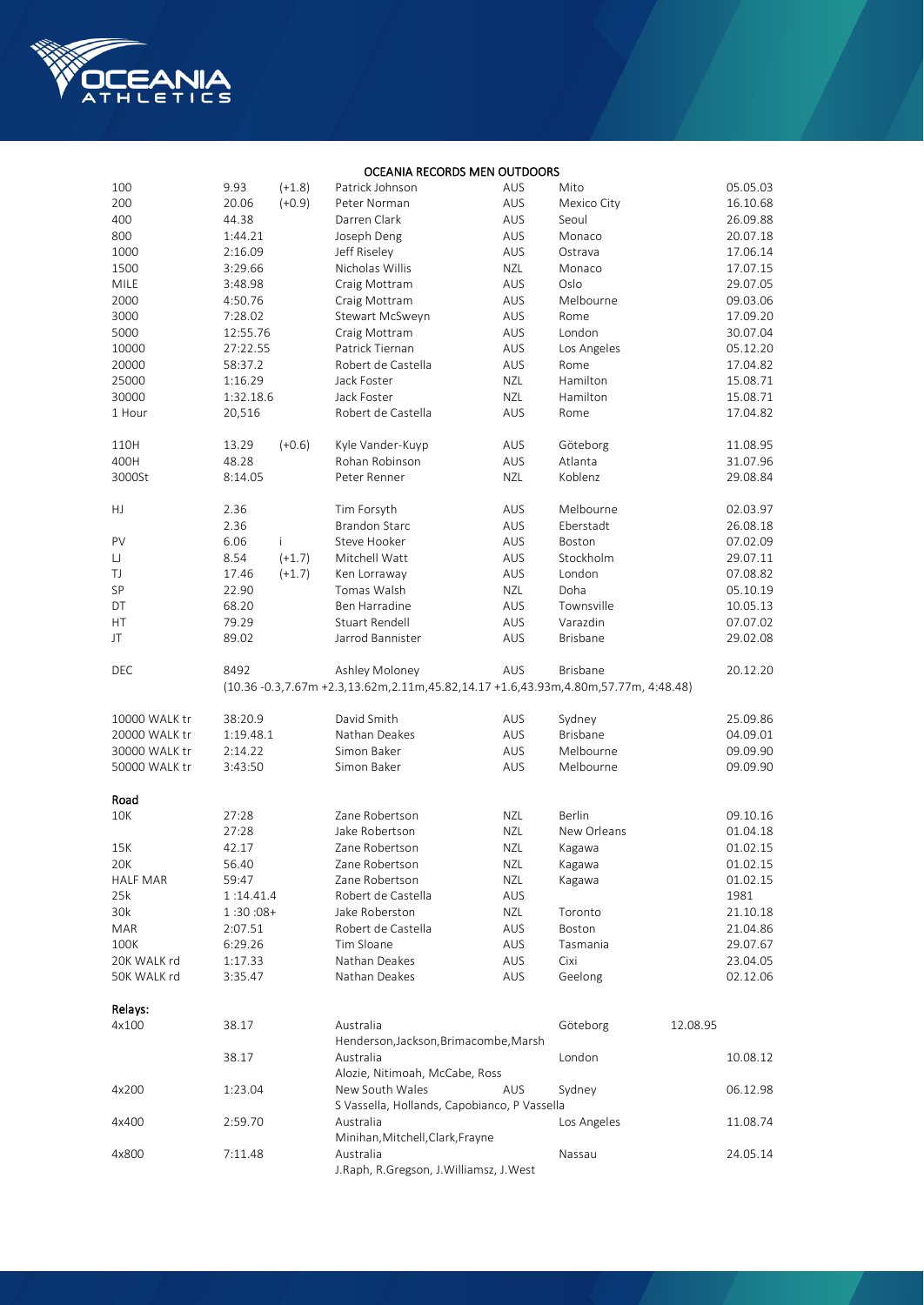# OCEANIA RECORDS MEN OUTDOORS

| Event | Mark | Wind | Athlete | Nat | Venue | Date |
|---|---|---|---|---|---|---|
| 100 | 9.93 | (+1.8) | Patrick Johnson | AUS | Mito | 05.05.03 |
| 200 | 20.06 | (+0.9) | Peter Norman | AUS | Mexico City | 16.10.68 |
| 400 | 44.38 | | Darren Clark | AUS | Seoul | 26.09.88 |
| 800 | 1:44.21 | | Joseph Deng | AUS | Monaco | 20.07.18 |
| 1000 | 2:16.09 | | Jeff Riseley | AUS | Ostrava | 17.06.14 |
| 1500 | 3:29.66 | | Nicholas Willis | NZL | Monaco | 17.07.15 |
| MILE | 3:48.98 | | Craig Mottram | AUS | Oslo | 29.07.05 |
| 2000 | 4:50.76 | | Craig Mottram | AUS | Melbourne | 09.03.06 |
| 3000 | 7:28.02 | | Stewart McSweyn | AUS | Rome | 17.09.20 |
| 5000 | 12:55.76 | | Craig Mottram | AUS | London | 30.07.04 |
| 10000 | 27:22.55 | | Patrick Tiernan | AUS | Los Angeles | 05.12.20 |
| 20000 | 58:37.2 | | Robert de Castella | AUS | Rome | 17.04.82 |
| 25000 | 1:16.29 | | Jack Foster | NZL | Hamilton | 15.08.71 |
| 30000 | 1:32.18.6 | | Jack Foster | NZL | Hamilton | 15.08.71 |
| 1 Hour | 20,516 | | Robert de Castella | AUS | Rome | 17.04.82 |
| | | | | | | |
| 110H | 13.29 | (+0.6) | Kyle Vander-Kuyp | AUS | Göteborg | 11.08.95 |
| 400H | 48.28 | | Rohan Robinson | AUS | Atlanta | 31.07.96 |
| 3000St | 8:14.05 | | Peter Renner | NZL | Koblenz | 29.08.84 |
| | | | | | | |
| HJ | 2.36 | | Tim Forsyth | AUS | Melbourne | 02.03.97 |
| | 2.36 | | Brandon Starc | AUS | Eberstadt | 26.08.18 |
| PV | 6.06 | i | Steve Hooker | AUS | Boston | 07.02.09 |
| LJ | 8.54 | (+1.7) | Mitchell Watt | AUS | Stockholm | 29.07.11 |
| TJ | 17.46 | (+1.7) | Ken Lorraway | AUS | London | 07.08.82 |
| SP | 22.90 | | Tomas Walsh | NZL | Doha | 05.10.19 |
| DT | 68.20 | | Ben Harradine | AUS | Townsville | 10.05.13 |
| HT | 79.29 | | Stuart Rendell | AUS | Varazdin | 07.07.02 |
| JT | 89.02 | | Jarrod Bannister | AUS | Brisbane | 29.02.08 |
| | | | | | | |
| DEC | 8492 | | Ashley Moloney | AUS | Brisbane | 20.12.20 |
| | | | (10.36 -0.3,7.67m +2.3,13.62m,2.11m,45.82,14.17 +1.6,43.93m,4.80m,57.77m, 4:48.48) | | | |
| | | | | | | |
| 10000 WALK tr | 38:20.9 | | David Smith | AUS | Sydney | 25.09.86 |
| 20000 WALK tr | 1:19.48.1 | | Nathan Deakes | AUS | Brisbane | 04.09.01 |
| 30000 WALK tr | 2:14.22 | | Simon Baker | AUS | Melbourne | 09.09.90 |
| 50000 WALK tr | 3:43:50 | | Simon Baker | AUS | Melbourne | 09.09.90 |

## Road

| Event | Mark | Athlete | Nat | Venue | Date |
|---|---|---|---|---|---|
| 10K | 27:28 | Zane Robertson | NZL | Berlin | 09.10.16 |
| | 27:28 | Jake Robertson | NZL | New Orleans | 01.04.18 |
| 15K | 42.17 | Zane Robertson | NZL | Kagawa | 01.02.15 |
| 20K | 56.40 | Zane Robertson | NZL | Kagawa | 01.02.15 |
| HALF MAR | 59:47 | Zane Robertson | NZL | Kagawa | 01.02.15 |
| 25k | 1 :14.41.4 | Robert de Castella | AUS | | 1981 |
| 30k | 1 :30 :08+ | Jake Roberston | NZL | Toronto | 21.10.18 |
| MAR | 2:07.51 | Robert de Castella | AUS | Boston | 21.04.86 |
| 100K | 6:29.26 | Tim Sloane | AUS | Tasmania | 29.07.67 |
| 20K WALK rd | 1:17.33 | Nathan Deakes | AUS | Cixi | 23.04.05 |
| 50K WALK rd | 3:35.47 | Nathan Deakes | AUS | Geelong | 02.12.06 |

## Relays:

| Event | Mark | Team | Nat | Venue | Date |
|---|---|---|---|---|---|
| 4x100 | 38.17 | Australia | | Göteborg | 12.08.95 |
| | | Henderson,Jackson,Brimacombe,Marsh | | | |
| | 38.17 | Australia | | London | 10.08.12 |
| | | Alozie, Nitimoah, McCabe, Ross | | | |
| 4x200 | 1:23.04 | New South Wales | AUS | Sydney | 06.12.98 |
| | | S Vassella, Hollands, Capobianco, P Vassella | | | |
| 4x400 | 2:59.70 | Australia | | Los Angeles | 11.08.74 |
| | | Minihan,Mitchell,Clark,Frayne | | | |
| 4x800 | 7:11.48 | Australia | | Nassau | 24.05.14 |
| | | J.Raph, R.Gregson, J.Williamsz, J.West | | | |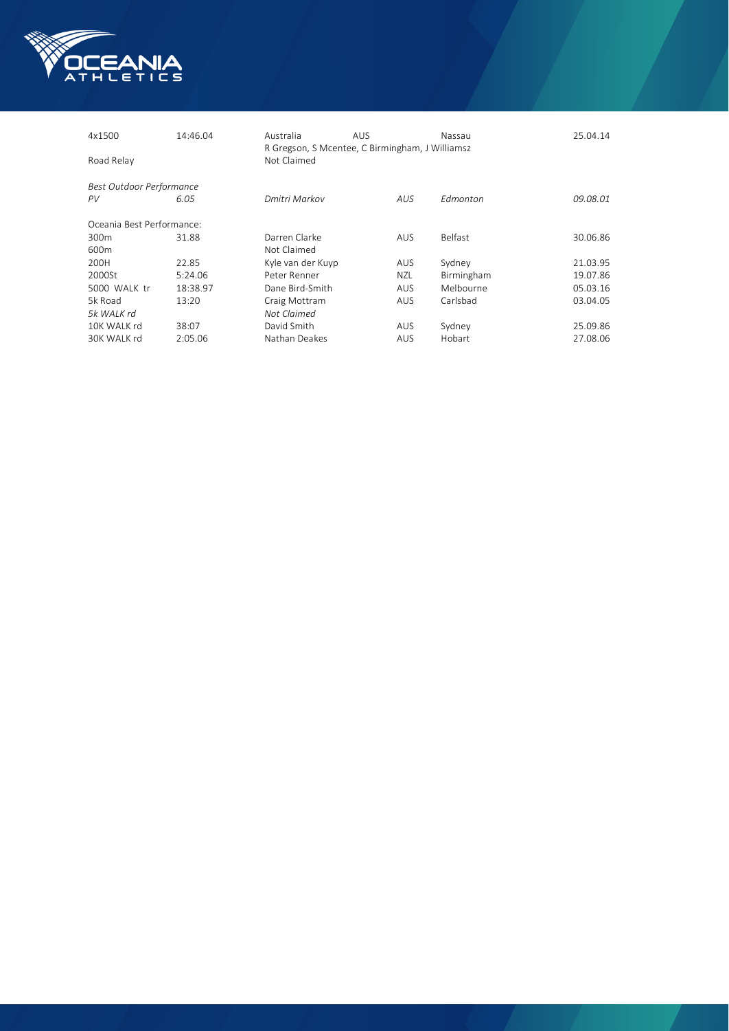| | | | | | |
|---|---|---|---|---|---|
| 4x1500 | 14:46.04 | Australia | AUS | Nassau | 25.04.14 |
| | | R Gregson, S Mcentee, C Birmingham, J Williamsz | | | |
| Road Relay | | Not Claimed | | | |
| *Best Outdoor Performance* | | | | | |
| *PV* | *6.05* | *Dmitri Markov* | *AUS* | *Edmonton* | *09.08.01* |
| Oceania Best Performance: | | | | | |
| 300m | 31.88 | Darren Clarke | AUS | Belfast | 30.06.86 |
| 600m | | Not Claimed | | | |
| 200H | 22.85 | Kyle van der Kuyp | AUS | Sydney | 21.03.95 |
| 2000St | 5:24.06 | Peter Renner | NZL | Birmingham | 19.07.86 |
| 5000 WALK tr | 18:38.97 | Dane Bird-Smith | AUS | Melbourne | 05.03.16 |
| 5k Road | 13:20 | Craig Mottram | AUS | Carlsbad | 03.04.05 |
| *5k WALK rd* | | *Not Claimed* | | | |
| 10K WALK rd | 38:07 | David Smith | AUS | Sydney | 25.09.86 |
| 30K WALK rd | 2:05.06 | Nathan Deakes | AUS | Hobart | 27.08.06 |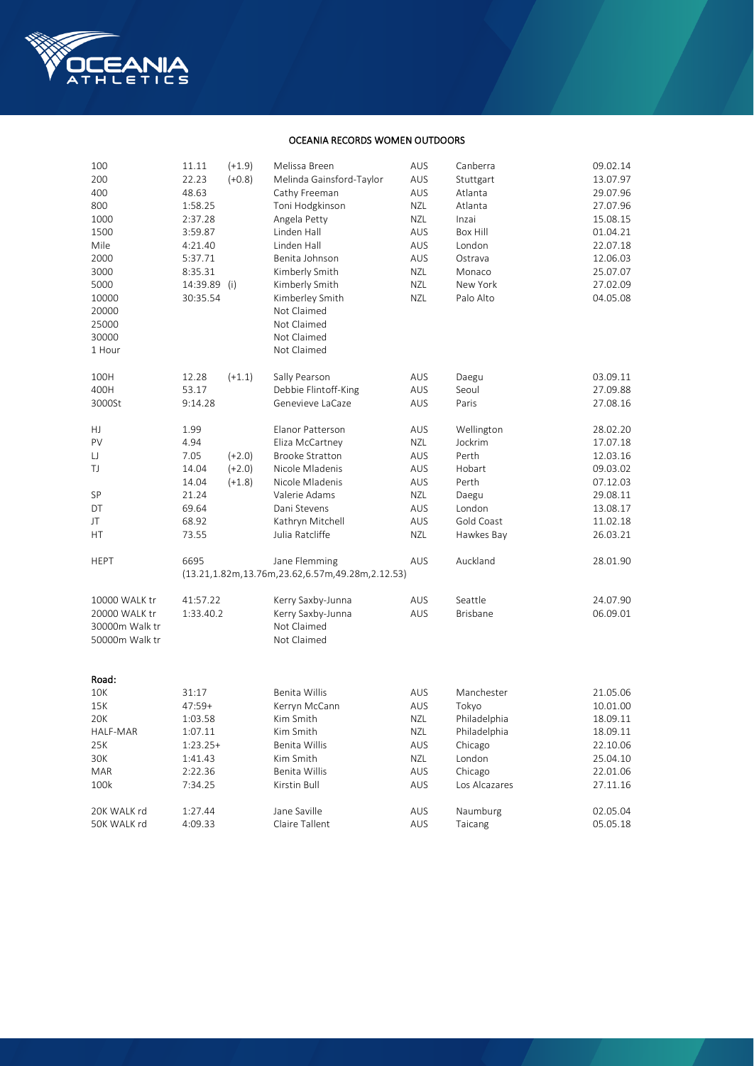# OCEANIA RECORDS WOMEN OUTDOORS

| Event | Mark | Wind | Athlete | Nation | Venue | Date |
|---|---|---|---|---|---|---|
| 100 | 11.11 | (+1.9) | Melissa Breen | AUS | Canberra | 09.02.14 |
| 200 | 22.23 | (+0.8) | Melinda Gainsford-Taylor | AUS | Stuttgart | 13.07.97 |
| 400 | 48.63 | | Cathy Freeman | AUS | Atlanta | 29.07.96 |
| 800 | 1:58.25 | | Toni Hodgkinson | NZL | Atlanta | 27.07.96 |
| 1000 | 2:37.28 | | Angela Petty | NZL | Inzai | 15.08.15 |
| 1500 | 3:59.87 | | Linden Hall | AUS | Box Hill | 01.04.21 |
| Mile | 4:21.40 | | Linden Hall | AUS | London | 22.07.18 |
| 2000 | 5:37.71 | | Benita Johnson | AUS | Ostrava | 12.06.03 |
| 3000 | 8:35.31 | | Kimberly Smith | NZL | Monaco | 25.07.07 |
| 5000 | 14:39.89 | (i) | Kimberly Smith | NZL | New York | 27.02.09 |
| 10000 | 30:35.54 | | Kimberley Smith | NZL | Palo Alto | 04.05.08 |
| 20000 | | | Not Claimed | | | |
| 25000 | | | Not Claimed | | | |
| 30000 | | | Not Claimed | | | |
| 1 Hour | | | Not Claimed | | | |
| | | | | | | |
| 100H | 12.28 | (+1.1) | Sally Pearson | AUS | Daegu | 03.09.11 |
| 400H | 53.17 | | Debbie Flintoff-King | AUS | Seoul | 27.09.88 |
| 3000St | 9:14.28 | | Genevieve LaCaze | AUS | Paris | 27.08.16 |
| | | | | | | |
| HJ | 1.99 | | Elanor Patterson | AUS | Wellington | 28.02.20 |
| PV | 4.94 | | Eliza McCartney | NZL | Jockrim | 17.07.18 |
| LJ | 7.05 | (+2.0) | Brooke Stratton | AUS | Perth | 12.03.16 |
| TJ | 14.04 | (+2.0) | Nicole Mladenis | AUS | Hobart | 09.03.02 |
| | 14.04 | (+1.8) | Nicole Mladenis | AUS | Perth | 07.12.03 |
| SP | 21.24 | | Valerie Adams | NZL | Daegu | 29.08.11 |
| DT | 69.64 | | Dani Stevens | AUS | London | 13.08.17 |
| JT | 68.92 | | Kathryn Mitchell | AUS | Gold Coast | 11.02.18 |
| HT | 73.55 | | Julia Ratcliffe | NZL | Hawkes Bay | 26.03.21 |
| | | | | | | |
| HEPT | 6695 | | Jane Flemming | AUS | Auckland | 28.01.90 |
| | (13.21,1.82m,13.76m,23.62,6.57m,49.28m,2.12.53) | | | | | |
| | | | | | | |
| 10000 WALK tr | 41:57.22 | | Kerry Saxby-Junna | AUS | Seattle | 24.07.90 |
| 20000 WALK tr | 1:33.40.2 | | Kerry Saxby-Junna | AUS | Brisbane | 06.09.01 |
| 30000m Walk tr | | | Not Claimed | | | |
| 50000m Walk tr | | | Not Claimed | | | |

**Road:**

| Event | Mark | Athlete | Nation | Venue | Date |
|---|---|---|---|---|---|
| 10K | 31:17 | Benita Willis | AUS | Manchester | 21.05.06 |
| 15K | 47:59+ | Kerryn McCann | AUS | Tokyo | 10.01.00 |
| 20K | 1:03.58 | Kim Smith | NZL | Philadelphia | 18.09.11 |
| HALF-MAR | 1:07.11 | Kim Smith | NZL | Philadelphia | 18.09.11 |
| 25K | 1:23.25+ | Benita Willis | AUS | Chicago | 22.10.06 |
| 30K | 1:41.43 | Kim Smith | NZL | London | 25.04.10 |
| MAR | 2:22.36 | Benita Willis | AUS | Chicago | 22.01.06 |
| 100k | 7:34.25 | Kirstin Bull | AUS | Los Alcazares | 27.11.16 |
| | | | | | |
| 20K WALK rd | 1:27.44 | Jane Saville | AUS | Naumburg | 02.05.04 |
| 50K WALK rd | 4:09.33 | Claire Tallent | AUS | Taicang | 05.05.18 |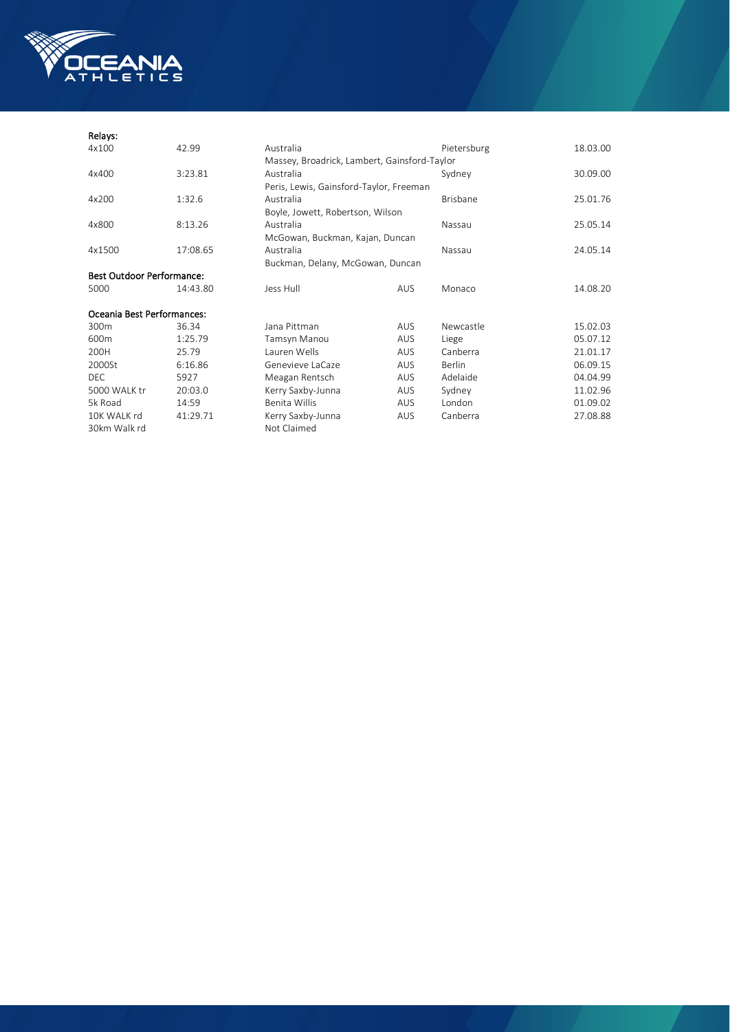### Relays:

| Event | Time | Team | | Venue | Date |
|---|---|---|---|---|---|
| 4x100 | 42.99 | Australia | | Pietersburg | 18.03.00 |
| | | Massey, Broadrick, Lambert, Gainsford-Taylor | | | |
| 4x400 | 3:23.81 | Australia | | Sydney | 30.09.00 |
| | | Peris, Lewis, Gainsford-Taylor, Freeman | | | |
| 4x200 | 1:32.6 | Australia | | Brisbane | 25.01.76 |
| | | Boyle, Jowett, Robertson, Wilson | | | |
| 4x800 | 8:13.26 | Australia | | Nassau | 25.05.14 |
| | | McGowan, Buckman, Kajan, Duncan | | | |
| 4x1500 | 17:08.65 | Australia | | Nassau | 24.05.14 |
| | | Buckman, Delany, McGowan, Duncan | | | |

### Best Outdoor Performance:

| Event | Time | Athlete | Nation | Venue | Date |
|---|---|---|---|---|---|
| 5000 | 14:43.80 | Jess Hull | AUS | Monaco | 14.08.20 |

### Oceania Best Performances:

| Event | Mark | Athlete | Nation | Venue | Date |
|---|---|---|---|---|---|
| 300m | 36.34 | Jana Pittman | AUS | Newcastle | 15.02.03 |
| 600m | 1:25.79 | Tamsyn Manou | AUS | Liege | 05.07.12 |
| 200H | 25.79 | Lauren Wells | AUS | Canberra | 21.01.17 |
| 2000St | 6:16.86 | Genevieve LaCaze | AUS | Berlin | 06.09.15 |
| DEC | 5927 | Meagan Rentsch | AUS | Adelaide | 04.04.99 |
| 5000 WALK tr | 20:03.0 | Kerry Saxby-Junna | AUS | Sydney | 11.02.96 |
| 5k Road | 14:59 | Benita Willis | AUS | London | 01.09.02 |
| 10K WALK rd | 41:29.71 | Kerry Saxby-Junna | AUS | Canberra | 27.08.88 |
| 30km Walk rd | | Not Claimed | | | |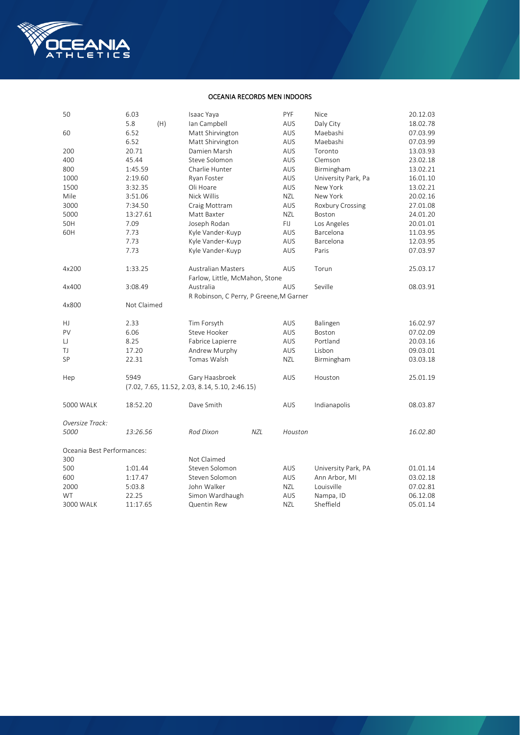## OCEANIA RECORDS MEN INDOORS

| Event | Mark | | Athlete | Nat | Venue | Date |
|---|---|---|---|---|---|---|
| 50 | 6.03 | | Isaac Yaya | PYF | Nice | 20.12.03 |
| | 5.8 | (H) | Ian Campbell | AUS | Daly City | 18.02.78 |
| 60 | 6.52 | | Matt Shirvington | AUS | Maebashi | 07.03.99 |
| | 6.52 | | Matt Shirvington | AUS | Maebashi | 07.03.99 |
| 200 | 20.71 | | Damien Marsh | AUS | Toronto | 13.03.93 |
| 400 | 45.44 | | Steve Solomon | AUS | Clemson | 23.02.18 |
| 800 | 1:45.59 | | Charlie Hunter | AUS | Birmingham | 13.02.21 |
| 1000 | 2:19.60 | | Ryan Foster | AUS | University Park, Pa | 16.01.10 |
| 1500 | 3:32.35 | | Oli Hoare | AUS | New York | 13.02.21 |
| Mile | 3:51.06 | | Nick Willis | NZL | New York | 20.02.16 |
| 3000 | 7:34.50 | | Craig Mottram | AUS | Roxbury Crossing | 27.01.08 |
| 5000 | 13:27.61 | | Matt Baxter | NZL | Boston | 24.01.20 |
| 50H | 7.09 | | Joseph Rodan | FIJ | Los Angeles | 20.01.01 |
| 60H | 7.73 | | Kyle Vander-Kuyp | AUS | Barcelona | 11.03.95 |
| | 7.73 | | Kyle Vander-Kuyp | AUS | Barcelona | 12.03.95 |
| | 7.73 | | Kyle Vander-Kuyp | AUS | Paris | 07.03.97 |
| 4x200 | 1:33.25 | | Australian Masters | AUS | Torun | 25.03.17 |
| | | | Farlow, Little, McMahon, Stone | | | |
| 4x400 | 3:08.49 | | Australia | AUS | Seville | 08.03.91 |
| | | | R Robinson, C Perry, P Greene,M Garner | | | |
| 4x800 | Not Claimed | | | | | |
| HJ | 2.33 | | Tim Forsyth | AUS | Balingen | 16.02.97 |
| PV | 6.06 | | Steve Hooker | AUS | Boston | 07.02.09 |
| LJ | 8.25 | | Fabrice Lapierre | AUS | Portland | 20.03.16 |
| TJ | 17.20 | | Andrew Murphy | AUS | Lisbon | 09.03.01 |
| SP | 22.31 | | Tomas Walsh | NZL | Birmingham | 03.03.18 |
| Hep | 5949 | | Gary Haasbroek | AUS | Houston | 25.01.19 |
| | (7.02, 7.65, 11.52, 2.03, 8.14, 5.10, 2:46.15) | | | | | |
| 5000 WALK | 18:52.20 | | Dave Smith | AUS | Indianapolis | 08.03.87 |

*Oversize Track:*

| Event | Mark | Athlete | Nat | Venue | Date |
|---|---|---|---|---|---|
| *5000* | *13:26.56* | *Rod Dixon* | *NZL* | *Houston* | *16.02.80* |

Oceania Best Performances:

| Event | Mark | Athlete | Nat | Venue | Date |
|---|---|---|---|---|---|
| 300 | | Not Claimed | | | |
| 500 | 1:01.44 | Steven Solomon | AUS | University Park, PA | 01.01.14 |
| 600 | 1:17.47 | Steven Solomon | AUS | Ann Arbor, MI | 03.02.18 |
| 2000 | 5:03.8 | John Walker | NZL | Louisville | 07.02.81 |
| WT | 22.25 | Simon Wardhaugh | AUS | Nampa, ID | 06.12.08 |
| 3000 WALK | 11:17.65 | Quentin Rew | NZL | Sheffield | 05.01.14 |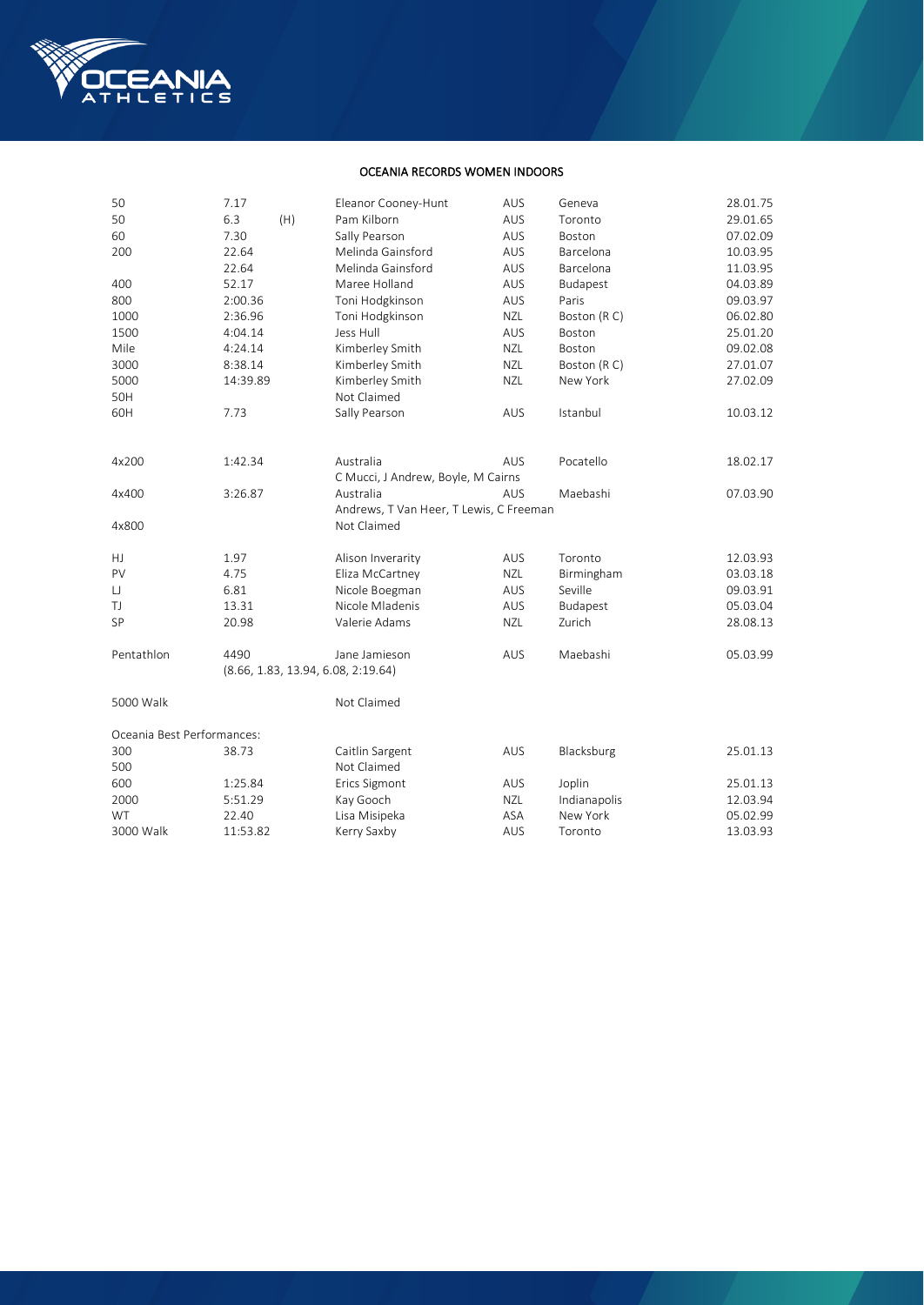## OCEANIA RECORDS WOMEN INDOORS

| Event | Mark | | Athlete | Nation | Venue | Date |
|---|---|---|---|---|---|---|
| 50 | 7.17 | | Eleanor Cooney-Hunt | AUS | Geneva | 28.01.75 |
| 50 | 6.3 | (H) | Pam Kilborn | AUS | Toronto | 29.01.65 |
| 60 | 7.30 | | Sally Pearson | AUS | Boston | 07.02.09 |
| 200 | 22.64 | | Melinda Gainsford | AUS | Barcelona | 10.03.95 |
| | 22.64 | | Melinda Gainsford | AUS | Barcelona | 11.03.95 |
| 400 | 52.17 | | Maree Holland | AUS | Budapest | 04.03.89 |
| 800 | 2:00.36 | | Toni Hodgkinson | AUS | Paris | 09.03.97 |
| 1000 | 2:36.96 | | Toni Hodgkinson | NZL | Boston (R C) | 06.02.80 |
| 1500 | 4:04.14 | | Jess Hull | AUS | Boston | 25.01.20 |
| Mile | 4:24.14 | | Kimberley Smith | NZL | Boston | 09.02.08 |
| 3000 | 8:38.14 | | Kimberley Smith | NZL | Boston (R C) | 27.01.07 |
| 5000 | 14:39.89 | | Kimberley Smith | NZL | New York | 27.02.09 |
| 50H | | | Not Claimed | | | |
| 60H | 7.73 | | Sally Pearson | AUS | Istanbul | 10.03.12 |
| 4x200 | 1:42.34 | | Australia | AUS | Pocatello | 18.02.17 |
| | | | C Mucci, J Andrew, Boyle, M Cairns | | | |
| 4x400 | 3:26.87 | | Australia | AUS | Maebashi | 07.03.90 |
| | | | Andrews, T Van Heer, T Lewis, C Freeman | | | |
| 4x800 | | | Not Claimed | | | |
| HJ | 1.97 | | Alison Inverarity | AUS | Toronto | 12.03.93 |
| PV | 4.75 | | Eliza McCartney | NZL | Birmingham | 03.03.18 |
| LJ | 6.81 | | Nicole Boegman | AUS | Seville | 09.03.91 |
| TJ | 13.31 | | Nicole Mladenis | AUS | Budapest | 05.03.04 |
| SP | 20.98 | | Valerie Adams | NZL | Zurich | 28.08.13 |
| Pentathlon | 4490 | | Jane Jamieson | AUS | Maebashi | 05.03.99 |
| | (8.66, 1.83, 13.94, 6.08, 2:19.64) | | | | | |
| 5000 Walk | | | Not Claimed | | | |

Oceania Best Performances:

| Event | Mark | Athlete | Nation | Venue | Date |
|---|---|---|---|---|---|
| 300 | 38.73 | Caitlin Sargent | AUS | Blacksburg | 25.01.13 |
| 500 | | Not Claimed | | | |
| 600 | 1:25.84 | Erics Sigmont | AUS | Joplin | 25.01.13 |
| 2000 | 5:51.29 | Kay Gooch | NZL | Indianapolis | 12.03.94 |
| WT | 22.40 | Lisa Misipeka | ASA | New York | 05.02.99 |
| 3000 Walk | 11:53.82 | Kerry Saxby | AUS | Toronto | 13.03.93 |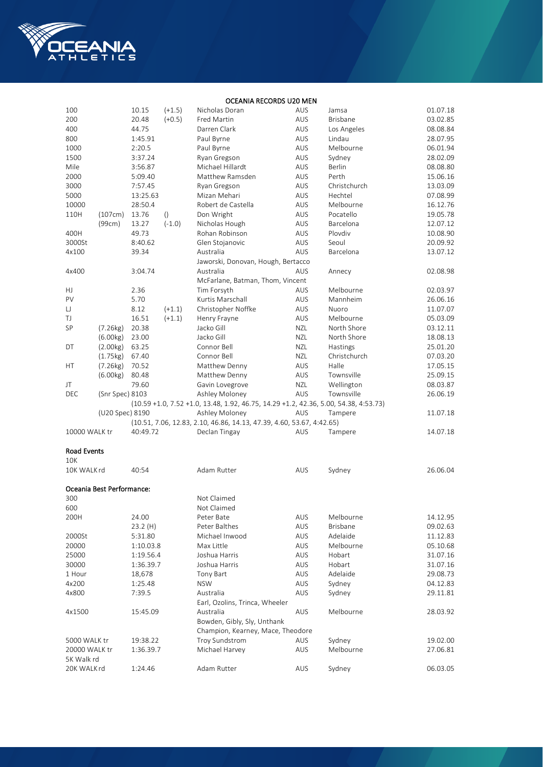## OCEANIA RECORDS U20 MEN

| Event | Spec | Mark | Wind | Athlete | Nat | Venue | Date |
|---|---|---|---|---|---|---|---|
| 100 | | 10.15 | (+1.5) | Nicholas Doran | AUS | Jamsa | 01.07.18 |
| 200 | | 20.48 | (+0.5) | Fred Martin | AUS | Brisbane | 03.02.85 |
| 400 | | 44.75 | | Darren Clark | AUS | Los Angeles | 08.08.84 |
| 800 | | 1:45.91 | | Paul Byrne | AUS | Lindau | 28.07.95 |
| 1000 | | 2:20.5 | | Paul Byrne | AUS | Melbourne | 06.01.94 |
| 1500 | | 3:37.24 | | Ryan Gregson | AUS | Sydney | 28.02.09 |
| Mile | | 3:56.87 | | Michael Hillardt | AUS | Berlin | 08.08.80 |
| 2000 | | 5:09.40 | | Matthew Ramsden | AUS | Perth | 15.06.16 |
| 3000 | | 7:57.45 | | Ryan Gregson | AUS | Christchurch | 13.03.09 |
| 5000 | | 13:25.63 | | Mizan Mehari | AUS | Hechtel | 07.08.99 |
| 10000 | | 28:50.4 | | Robert de Castella | AUS | Melbourne | 16.12.76 |
| 110H | (107cm) | 13.76 | () | Don Wright | AUS | Pocatello | 19.05.78 |
| | (99cm) | 13.27 | (-1.0) | Nicholas Hough | AUS | Barcelona | 12.07.12 |
| 400H | | 49.73 | | Rohan Robinson | AUS | Plovdiv | 10.08.90 |
| 3000St | | 8:40.62 | | Glen Stojanovic | AUS | Seoul | 20.09.92 |
| 4x100 | | 39.34 | | Australia | AUS | Barcelona | 13.07.12 |
| | | | | Jaworski, Donovan, Hough, Bertacco | | | |
| 4x400 | | 3:04.74 | | Australia | AUS | Annecy | 02.08.98 |
| | | | | McFarlane, Batman, Thom, Vincent | | | |
| HJ | | 2.36 | | Tim Forsyth | AUS | Melbourne | 02.03.97 |
| PV | | 5.70 | | Kurtis Marschall | AUS | Mannheim | 26.06.16 |
| LJ | | 8.12 | (+1.1) | Christopher Noffke | AUS | Nuoro | 11.07.07 |
| TJ | | 16.51 | (+1.1) | Henry Frayne | AUS | Melbourne | 05.03.09 |
| SP | (7.26kg) | 20.38 | | Jacko Gill | NZL | North Shore | 03.12.11 |
| | (6.00kg) | 23.00 | | Jacko Gill | NZL | North Shore | 18.08.13 |
| DT | (2.00kg) | 63.25 | | Connor Bell | NZL | Hastings | 25.01.20 |
| | (1.75kg) | 67.40 | | Connor Bell | NZL | Christchurch | 07.03.20 |
| HT | (7.26kg) | 70.52 | | Matthew Denny | AUS | Halle | 17.05.15 |
| | (6.00kg) | 80.48 | | Matthew Denny | AUS | Townsville | 25.09.15 |
| JT | | 79.60 | | Gavin Lovegrove | NZL | Wellington | 08.03.87 |
| DEC | (Snr Spec) | 8103 | | Ashley Moloney | AUS | Townsville | 26.06.19 |
| | | | | (10.59 +1.0, 7.52 +1.0, 13.48, 1.92, 46.75, 14.29 +1.2, 42.36, 5.00, 54.38, 4:53.73) | | | |
| | (U20 Spec) | 8190 | | Ashley Moloney | AUS | Tampere | 11.07.18 |
| | | | | (10.51, 7.06, 12.83, 2.10, 46.86, 14.13, 47.39, 4.60, 53.67, 4:42.65) | | | |
| 10000 WALK tr | | 40:49.72 | | Declan Tingay | AUS | Tampere | 14.07.18 |

**Road Events**

| Event | Mark | Athlete | Nat | Venue | Date |
|---|---|---|---|---|---|
| 10K | | | | | |
| 10K WALK rd | 40:54 | Adam Rutter | AUS | Sydney | 26.06.04 |

**Oceania Best Performance:**

| Event | Mark | Athlete | Nat | Venue | Date |
|---|---|---|---|---|---|
| 300 | | Not Claimed | | | |
| 600 | | Not Claimed | | | |
| 200H | 24.00 | Peter Bate | AUS | Melbourne | 14.12.95 |
| | 23.2 (H) | Peter Balthes | AUS | Brisbane | 09.02.63 |
| 2000St | 5:31.80 | Michael Inwood | AUS | Adelaide | 11.12.83 |
| 20000 | 1:10.03.8 | Max Little | AUS | Melbourne | 05.10.68 |
| 25000 | 1:19.56.4 | Joshua Harris | AUS | Hobart | 31.07.16 |
| 30000 | 1:36.39.7 | Joshua Harris | AUS | Hobart | 31.07.16 |
| 1 Hour | 18,678 | Tony Bart | AUS | Adelaide | 29.08.73 |
| 4x200 | 1:25.48 | NSW | AUS | Sydney | 04.12.83 |
| 4x800 | 7:39.5 | Australia | AUS | Sydney | 29.11.81 |
| | | Earl, Ozolins, Trinca, Wheeler | | | |
| 4x1500 | 15:45.09 | Australia | AUS | Melbourne | 28.03.92 |
| | | Bowden, Gibly, Sly, Unthank | | | |
| | | Champion, Kearney, Mace, Theodore | | | |
| 5000 WALK tr | 19:38.22 | Troy Sundstrom | AUS | Sydney | 19.02.00 |
| 20000 WALK tr | 1:36.39.7 | Michael Harvey | AUS | Melbourne | 27.06.81 |
| 5K Walk rd | | | | | |
| 20K WALK rd | 1:24.46 | Adam Rutter | AUS | Sydney | 06.03.05 |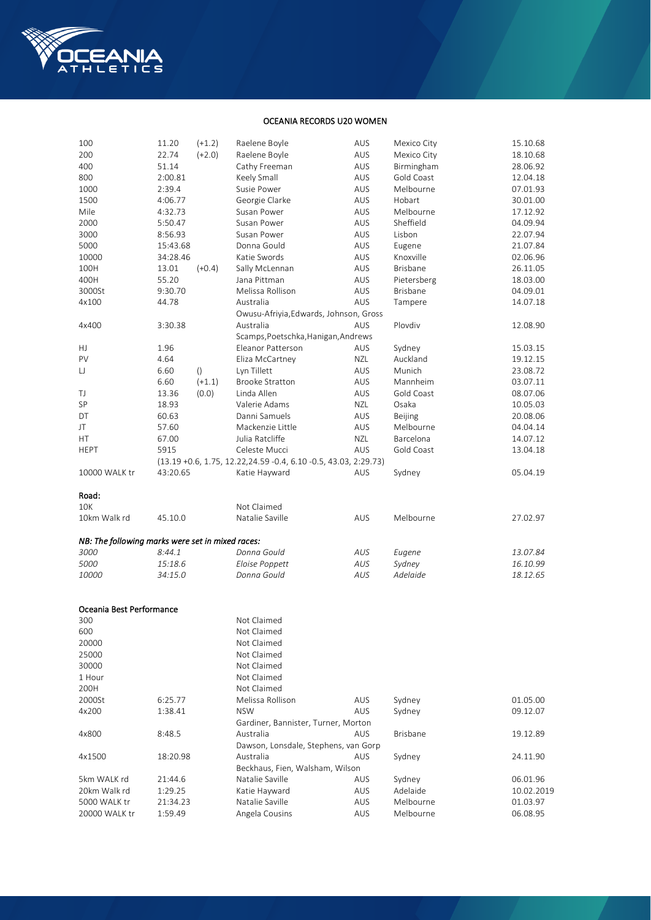# OCEANIA RECORDS U20 WOMEN

| Event | Mark | Wind | Athlete | Nat | Venue | Date |
|---|---|---|---|---|---|---|
| 100 | 11.20 | (+1.2) | Raelene Boyle | AUS | Mexico City | 15.10.68 |
| 200 | 22.74 | (+2.0) | Raelene Boyle | AUS | Mexico City | 18.10.68 |
| 400 | 51.14 | | Cathy Freeman | AUS | Birmingham | 28.06.92 |
| 800 | 2:00.81 | | Keely Small | AUS | Gold Coast | 12.04.18 |
| 1000 | 2:39.4 | | Susie Power | AUS | Melbourne | 07.01.93 |
| 1500 | 4:06.77 | | Georgie Clarke | AUS | Hobart | 30.01.00 |
| Mile | 4:32.73 | | Susan Power | AUS | Melbourne | 17.12.92 |
| 2000 | 5:50.47 | | Susan Power | AUS | Sheffield | 04.09.94 |
| 3000 | 8:56.93 | | Susan Power | AUS | Lisbon | 22.07.94 |
| 5000 | 15:43.68 | | Donna Gould | AUS | Eugene | 21.07.84 |
| 10000 | 34:28.46 | | Katie Swords | AUS | Knoxville | 02.06.96 |
| 100H | 13.01 | (+0.4) | Sally McLennan | AUS | Brisbane | 26.11.05 |
| 400H | 55.20 | | Jana Pittman | AUS | Pietersberg | 18.03.00 |
| 3000St | 9:30.70 | | Melissa Rollison | AUS | Brisbane | 04.09.01 |
| 4x100 | 44.78 | | Australia | AUS | Tampere | 14.07.18 |
| | | | Owusu-Afriyia,Edwards, Johnson, Gross | | | |
| 4x400 | 3:30.38 | | Australia | AUS | Plovdiv | 12.08.90 |
| | | | Scamps,Poetschka,Hanigan,Andrews | | | |
| HJ | 1.96 | | Eleanor Patterson | AUS | Sydney | 15.03.15 |
| PV | 4.64 | | Eliza McCartney | NZL | Auckland | 19.12.15 |
| LJ | 6.60 | () | Lyn Tillett | AUS | Munich | 23.08.72 |
| | 6.60 | (+1.1) | Brooke Stratton | AUS | Mannheim | 03.07.11 |
| TJ | 13.36 | (0.0) | Linda Allen | AUS | Gold Coast | 08.07.06 |
| SP | 18.93 | | Valerie Adams | NZL | Osaka | 10.05.03 |
| DT | 60.63 | | Danni Samuels | AUS | Beijing | 20.08.06 |
| JT | 57.60 | | Mackenzie Little | AUS | Melbourne | 04.04.14 |
| HT | 67.00 | | Julia Ratcliffe | NZL | Barcelona | 14.07.12 |
| HEPT | 5915 | | Celeste Mucci | AUS | Gold Coast | 13.04.18 |
| | | | (13.19 +0.6, 1.75, 12.22,24.59 -0.4, 6.10 -0.5, 43.03, 2:29.73) | | | |
| 10000 WALK tr | 43:20.65 | | Katie Hayward | AUS | Sydney | 05.04.19 |

**Road:**

| Event | Mark | Athlete | Nat | Venue | Date |
|---|---|---|---|---|---|
| 10K | | Not Claimed | | | |
| 10km Walk rd | 45.10.0 | Natalie Saville | AUS | Melbourne | 27.02.97 |

*NB: The following marks were set in mixed races:*

| Event | Mark | Athlete | Nat | Venue | Date |
|---|---|---|---|---|---|
| *3000* | *8:44.1* | *Donna Gould* | *AUS* | *Eugene* | *13.07.84* |
| *5000* | *15:18.6* | *Eloise Poppett* | *AUS* | *Sydney* | *16.10.99* |
| *10000* | *34:15.0* | *Donna Gould* | *AUS* | *Adelaide* | *18.12.65* |

## Oceania Best Performance

| Event | Mark | Athlete | Nat | Venue | Date |
|---|---|---|---|---|---|
| 300 | | Not Claimed | | | |
| 600 | | Not Claimed | | | |
| 20000 | | Not Claimed | | | |
| 25000 | | Not Claimed | | | |
| 30000 | | Not Claimed | | | |
| 1 Hour | | Not Claimed | | | |
| 200H | | Not Claimed | | | |
| 2000St | 6:25.77 | Melissa Rollison | AUS | Sydney | 01.05.00 |
| 4x200 | 1:38.41 | NSW | AUS | Sydney | 09.12.07 |
| | | Gardiner, Bannister, Turner, Morton | | | |
| 4x800 | 8:48.5 | Australia | AUS | Brisbane | 19.12.89 |
| | | Dawson, Lonsdale, Stephens, van Gorp | | | |
| 4x1500 | 18:20.98 | Australia | AUS | Sydney | 24.11.90 |
| | | Beckhaus, Fien, Walsham, Wilson | | | |
| 5km WALK rd | 21:44.6 | Natalie Saville | AUS | Sydney | 06.01.96 |
| 20km Walk rd | 1:29.25 | Katie Hayward | AUS | Adelaide | 10.02.2019 |
| 5000 WALK tr | 21:34.23 | Natalie Saville | AUS | Melbourne | 01.03.97 |
| 20000 WALK tr | 1:59.49 | Angela Cousins | AUS | Melbourne | 06.08.95 |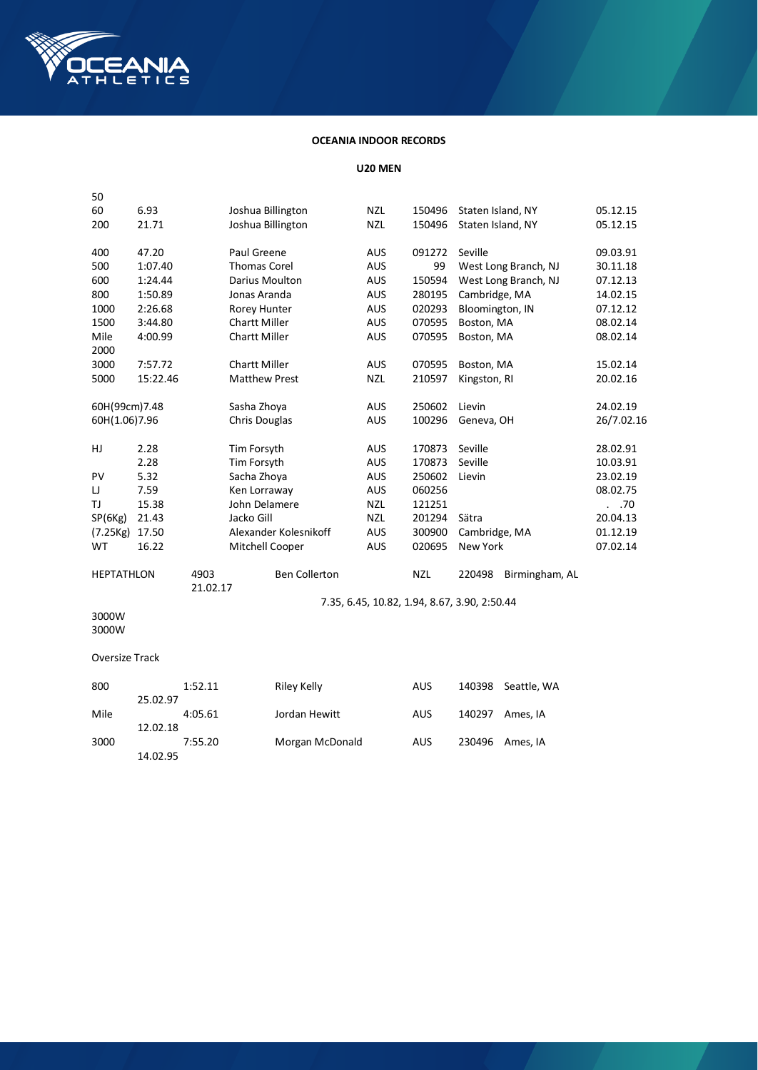**OCEANIA INDOOR RECORDS**

**U20 MEN**

| Event | Mark | Name | Nat | DOB | Venue | Date |
|---|---|---|---|---|---|---|
| 50 | | | | | | |
| 60 | 6.93 | Joshua Billington | NZL | 150496 | Staten Island, NY | 05.12.15 |
| 200 | 21.71 | Joshua Billington | NZL | 150496 | Staten Island, NY | 05.12.15 |
| 400 | 47.20 | Paul Greene | AUS | 091272 | Seville | 09.03.91 |
| 500 | 1:07.40 | Thomas Corel | AUS | 99 | West Long Branch, NJ | 30.11.18 |
| 600 | 1:24.44 | Darius Moulton | AUS | 150594 | West Long Branch, NJ | 07.12.13 |
| 800 | 1:50.89 | Jonas Aranda | AUS | 280195 | Cambridge, MA | 14.02.15 |
| 1000 | 2:26.68 | Rorey Hunter | AUS | 020293 | Bloomington, IN | 07.12.12 |
| 1500 | 3:44.80 | Chartt Miller | AUS | 070595 | Boston, MA | 08.02.14 |
| Mile | 4:00.99 | Chartt Miller | AUS | 070595 | Boston, MA | 08.02.14 |
| 2000 | | | | | | |
| 3000 | 7:57.72 | Chartt Miller | AUS | 070595 | Boston, MA | 15.02.14 |
| 5000 | 15:22.46 | Matthew Prest | NZL | 210597 | Kingston, RI | 20.02.16 |
| 60H(99cm) | 7.48 | Sasha Zhoya | AUS | 250602 | Lievin | 24.02.19 |
| 60H(1.06) | 7.96 | Chris Douglas | AUS | 100296 | Geneva, OH | 26/7.02.16 |
| HJ | 2.28 | Tim Forsyth | AUS | 170873 | Seville | 28.02.91 |
| | 2.28 | Tim Forsyth | AUS | 170873 | Seville | 10.03.91 |
| PV | 5.32 | Sacha Zhoya | AUS | 250602 | Lievin | 23.02.19 |
| LJ | 7.59 | Ken Lorraway | AUS | 060256 | | 08.02.75 |
| TJ | 15.38 | John Delamere | NZL | 121251 | | . .70 |
| SP(6Kg) | 21.43 | Jacko Gill | NZL | 201294 | Sätra | 20.04.13 |
| (7.25Kg) | 17.50 | Alexander Kolesnikoff | AUS | 300900 | Cambridge, MA | 01.12.19 |
| WT | 16.22 | Mitchell Cooper | AUS | 020695 | New York | 07.02.14 |
| HEPTATHLON | 4903 | Ben Collerton | NZL | 220498 | Birmingham, AL | 21.02.17 |

7.35, 6.45, 10.82, 1.94, 8.67, 3.90, 2:50.44

3000W

3000W

Oversize Track

| Event | Mark | Name | Nat | DOB | Venue | Date |
|---|---|---|---|---|---|---|
| 800 | 1:52.11 | Riley Kelly | AUS | 140398 | Seattle, WA | 25.02.97 |
| Mile | 4:05.61 | Jordan Hewitt | AUS | 140297 | Ames, IA | 12.02.18 |
| 3000 | 7:55.20 | Morgan McDonald | AUS | 230496 | Ames, IA | 14.02.95 |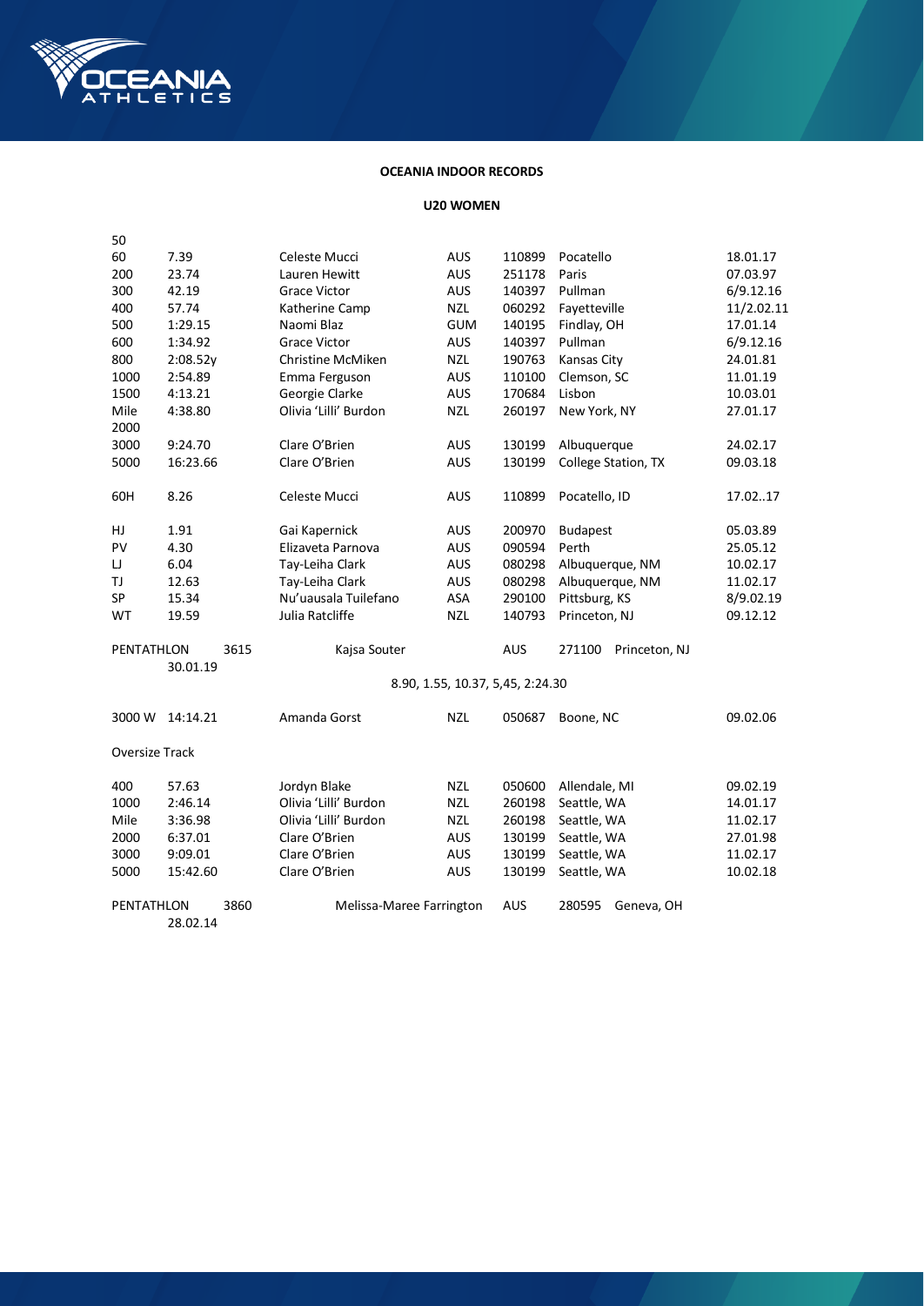# OCEANIA INDOOR RECORDS

## U20 WOMEN

| Event | Mark | Athlete | Nation | DOB | Venue | Date |
|---|---|---|---|---|---|---|
| 50 | | | | | | |
| 60 | 7.39 | Celeste Mucci | AUS | 110899 | Pocatello | 18.01.17 |
| 200 | 23.74 | Lauren Hewitt | AUS | 251178 | Paris | 07.03.97 |
| 300 | 42.19 | Grace Victor | AUS | 140397 | Pullman | 6/9.12.16 |
| 400 | 57.74 | Katherine Camp | NZL | 060292 | Fayetteville | 11/2.02.11 |
| 500 | 1:29.15 | Naomi Blaz | GUM | 140195 | Findlay, OH | 17.01.14 |
| 600 | 1:34.92 | Grace Victor | AUS | 140397 | Pullman | 6/9.12.16 |
| 800 | 2:08.52y | Christine McMiken | NZL | 190763 | Kansas City | 24.01.81 |
| 1000 | 2:54.89 | Emma Ferguson | AUS | 110100 | Clemson, SC | 11.01.19 |
| 1500 | 4:13.21 | Georgie Clarke | AUS | 170684 | Lisbon | 10.03.01 |
| Mile | 4:38.80 | Olivia 'Lilli' Burdon | NZL | 260197 | New York, NY | 27.01.17 |
| 2000 | | | | | | |
| 3000 | 9:24.70 | Clare O'Brien | AUS | 130199 | Albuquerque | 24.02.17 |
| 5000 | 16:23.66 | Clare O'Brien | AUS | 130199 | College Station, TX | 09.03.18 |
| 60H | 8.26 | Celeste Mucci | AUS | 110899 | Pocatello, ID | 17.02..17 |
| HJ | 1.91 | Gai Kapernick | AUS | 200970 | Budapest | 05.03.89 |
| PV | 4.30 | Elizaveta Parnova | AUS | 090594 | Perth | 25.05.12 |
| LJ | 6.04 | Tay-Leiha Clark | AUS | 080298 | Albuquerque, NM | 10.02.17 |
| TJ | 12.63 | Tay-Leiha Clark | AUS | 080298 | Albuquerque, NM | 11.02.17 |
| SP | 15.34 | Nu'uausala Tuilefano | ASA | 290100 | Pittsburg, KS | 8/9.02.19 |
| WT | 19.59 | Julia Ratcliffe | NZL | 140793 | Princeton, NJ | 09.12.12 |
| PENTATHLON | 3615 | Kajsa Souter | AUS | 271100 | Princeton, NJ | 30.01.19 |

8.90, 1.55, 10.37, 5,45, 2:24.30

| Event | Mark | Athlete | Nation | DOB | Venue | Date |
|---|---|---|---|---|---|---|
| 3000 W | 14:14.21 | Amanda Gorst | NZL | 050687 | Boone, NC | 09.02.06 |

### Oversize Track

| Event | Mark | Athlete | Nation | DOB | Venue | Date |
|---|---|---|---|---|---|---|
| 400 | 57.63 | Jordyn Blake | NZL | 050600 | Allendale, MI | 09.02.19 |
| 1000 | 2:46.14 | Olivia 'Lilli' Burdon | NZL | 260198 | Seattle, WA | 14.01.17 |
| Mile | 3:36.98 | Olivia 'Lilli' Burdon | NZL | 260198 | Seattle, WA | 11.02.17 |
| 2000 | 6:37.01 | Clare O'Brien | AUS | 130199 | Seattle, WA | 27.01.98 |
| 3000 | 9:09.01 | Clare O'Brien | AUS | 130199 | Seattle, WA | 11.02.17 |
| 5000 | 15:42.60 | Clare O'Brien | AUS | 130199 | Seattle, WA | 10.02.18 |
| PENTATHLON | 3860 | Melissa-Maree Farrington | AUS | 280595 | Geneva, OH | 28.02.14 |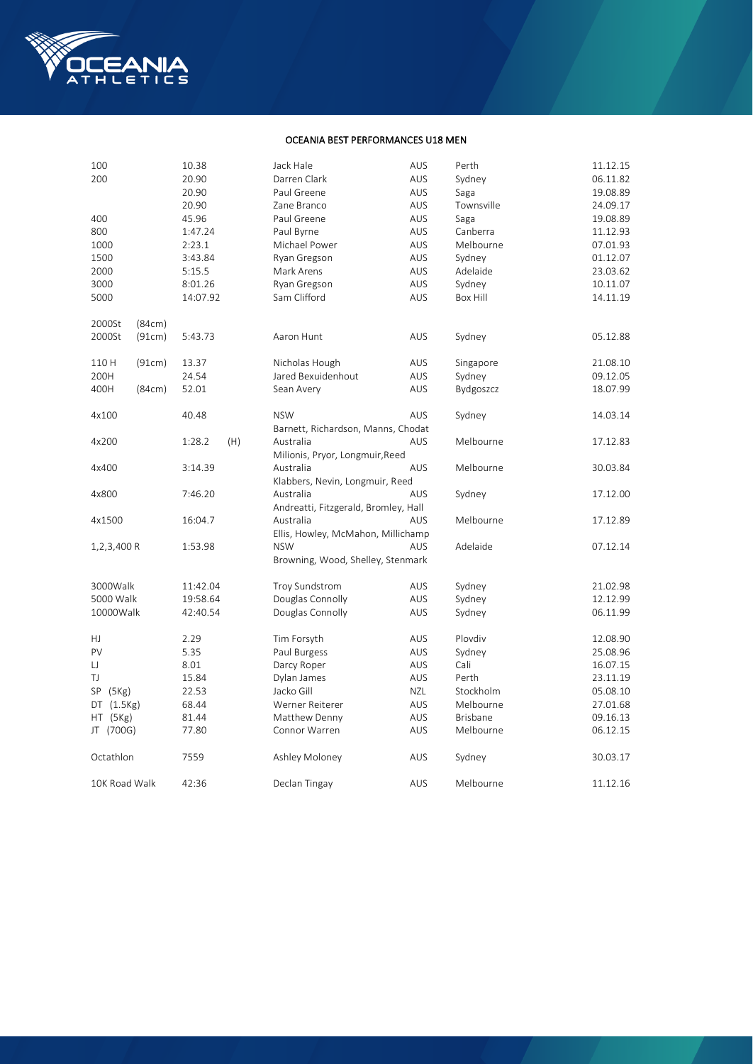## OCEANIA BEST PERFORMANCES U18 MEN

| Event | | Performance | | Athlete | Nation | Venue | Date |
|---|---|---|---|---|---|---|---|
| 100 | | 10.38 | | Jack Hale | AUS | Perth | 11.12.15 |
| 200 | | 20.90 | | Darren Clark | AUS | Sydney | 06.11.82 |
| | | 20.90 | | Paul Greene | AUS | Saga | 19.08.89 |
| | | 20.90 | | Zane Branco | AUS | Townsville | 24.09.17 |
| 400 | | 45.96 | | Paul Greene | AUS | Saga | 19.08.89 |
| 800 | | 1:47.24 | | Paul Byrne | AUS | Canberra | 11.12.93 |
| 1000 | | 2:23.1 | | Michael Power | AUS | Melbourne | 07.01.93 |
| 1500 | | 3:43.84 | | Ryan Gregson | AUS | Sydney | 01.12.07 |
| 2000 | | 5:15.5 | | Mark Arens | AUS | Adelaide | 23.03.62 |
| 3000 | | 8:01.26 | | Ryan Gregson | AUS | Sydney | 10.11.07 |
| 5000 | | 14:07.92 | | Sam Clifford | AUS | Box Hill | 14.11.19 |
| 2000St | (84cm) | | | | | | |
| 2000St | (91cm) | 5:43.73 | | Aaron Hunt | AUS | Sydney | 05.12.88 |
| 110 H | (91cm) | 13.37 | | Nicholas Hough | AUS | Singapore | 21.08.10 |
| 200H | | 24.54 | | Jared Bexuidenhout | AUS | Sydney | 09.12.05 |
| 400H | (84cm) | 52.01 | | Sean Avery | AUS | Bydgoszcz | 18.07.99 |
| 4x100 | | 40.48 | | NSW<br>Barnett, Richardson, Manns, Chodat | AUS | Sydney | 14.03.14 |
| 4x200 | | 1:28.2 | (H) | Australia<br>Milionis, Pryor, Longmuir,Reed | AUS | Melbourne | 17.12.83 |
| 4x400 | | 3:14.39 | | Australia<br>Klabbers, Nevin, Longmuir, Reed | AUS | Melbourne | 30.03.84 |
| 4x800 | | 7:46.20 | | Australia<br>Andreatti, Fitzgerald, Bromley, Hall | AUS | Sydney | 17.12.00 |
| 4x1500 | | 16:04.7 | | Australia<br>Ellis, Howley, McMahon, Millichamp | AUS | Melbourne | 17.12.89 |
| 1,2,3,400 R | | 1:53.98 | | NSW<br>Browning, Wood, Shelley, Stenmark | AUS | Adelaide | 07.12.14 |
| 3000Walk | | 11:42.04 | | Troy Sundstrom | AUS | Sydney | 21.02.98 |
| 5000 Walk | | 19:58.64 | | Douglas Connolly | AUS | Sydney | 12.12.99 |
| 10000Walk | | 42:40.54 | | Douglas Connolly | AUS | Sydney | 06.11.99 |
| HJ | | 2.29 | | Tim Forsyth | AUS | Plovdiv | 12.08.90 |
| PV | | 5.35 | | Paul Burgess | AUS | Sydney | 25.08.96 |
| LJ | | 8.01 | | Darcy Roper | AUS | Cali | 16.07.15 |
| TJ | | 15.84 | | Dylan James | AUS | Perth | 23.11.19 |
| SP (5Kg) | | 22.53 | | Jacko Gill | NZL | Stockholm | 05.08.10 |
| DT (1.5Kg) | | 68.44 | | Werner Reiterer | AUS | Melbourne | 27.01.68 |
| HT (5Kg) | | 81.44 | | Matthew Denny | AUS | Brisbane | 09.16.13 |
| JT (700G) | | 77.80 | | Connor Warren | AUS | Melbourne | 06.12.15 |
| Octathlon | | 7559 | | Ashley Moloney | AUS | Sydney | 30.03.17 |
| 10K Road Walk | | 42:36 | | Declan Tingay | AUS | Melbourne | 11.12.16 |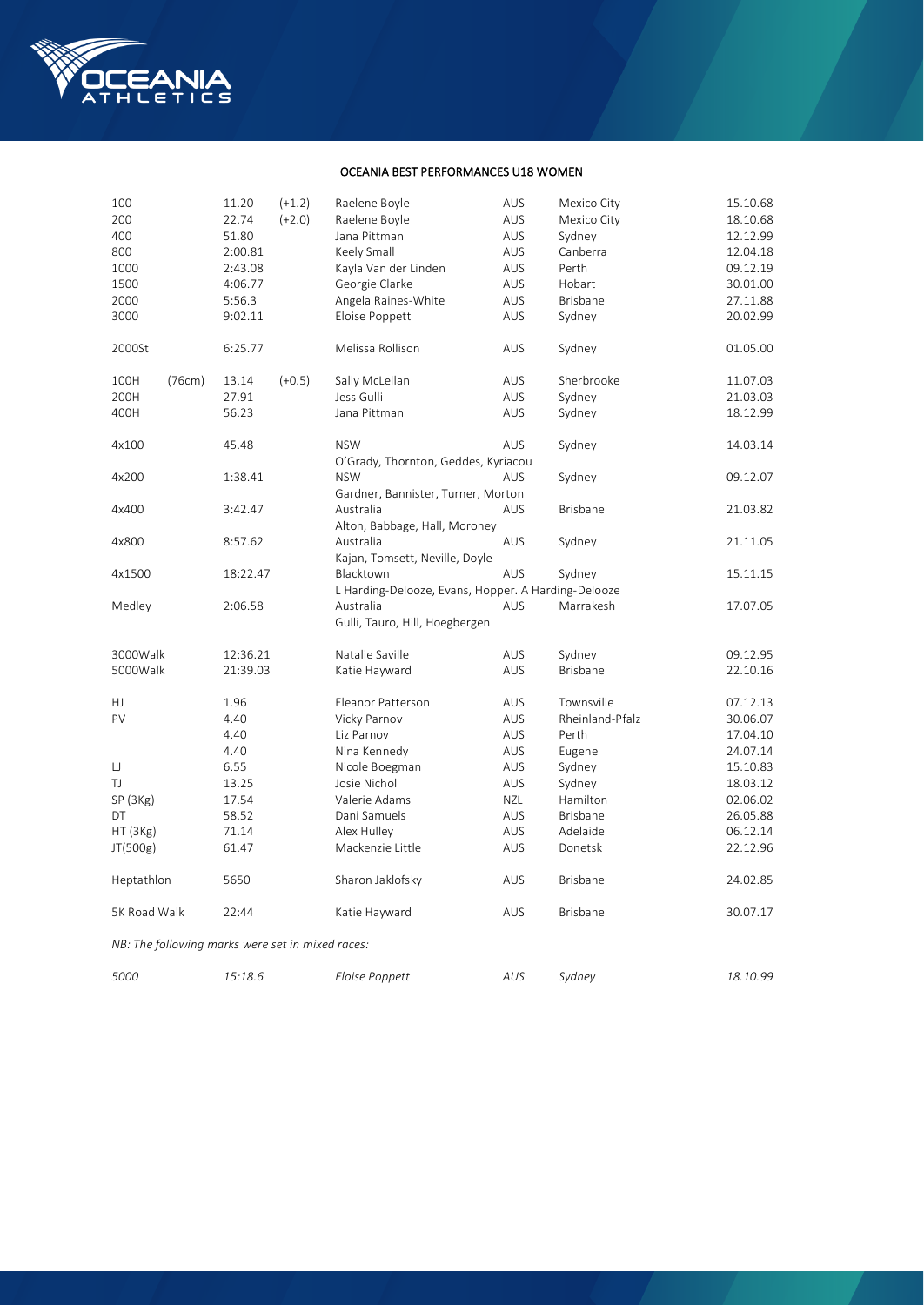# OCEANIA BEST PERFORMANCES U18 WOMEN

| | | | | | | | |
|---|---|---|---|---|---|---|---|
| 100 | | 11.20 | (+1.2) | Raelene Boyle | AUS | Mexico City | 15.10.68 |
| 200 | | 22.74 | (+2.0) | Raelene Boyle | AUS | Mexico City | 18.10.68 |
| 400 | | 51.80 | | Jana Pittman | AUS | Sydney | 12.12.99 |
| 800 | | 2:00.81 | | Keely Small | AUS | Canberra | 12.04.18 |
| 1000 | | 2:43.08 | | Kayla Van der Linden | AUS | Perth | 09.12.19 |
| 1500 | | 4:06.77 | | Georgie Clarke | AUS | Hobart | 30.01.00 |
| 2000 | | 5:56.3 | | Angela Raines-White | AUS | Brisbane | 27.11.88 |
| 3000 | | 9:02.11 | | Eloise Poppett | AUS | Sydney | 20.02.99 |
| 2000St | | 6:25.77 | | Melissa Rollison | AUS | Sydney | 01.05.00 |
| 100H | (76cm) | 13.14 | (+0.5) | Sally McLellan | AUS | Sherbrooke | 11.07.03 |
| 200H | | 27.91 | | Jess Gulli | AUS | Sydney | 21.03.03 |
| 400H | | 56.23 | | Jana Pittman | AUS | Sydney | 18.12.99 |
| 4x100 | | 45.48 | | NSW | AUS | Sydney | 14.03.14 |
| | | | | O'Grady, Thornton, Geddes, Kyriacou | | | |
| 4x200 | | 1:38.41 | | NSW | AUS | Sydney | 09.12.07 |
| | | | | Gardner, Bannister, Turner, Morton | | | |
| 4x400 | | 3:42.47 | | Australia | AUS | Brisbane | 21.03.82 |
| | | | | Alton, Babbage, Hall, Moroney | | | |
| 4x800 | | 8:57.62 | | Australia | AUS | Sydney | 21.11.05 |
| | | | | Kajan, Tomsett, Neville, Doyle | | | |
| 4x1500 | | 18:22.47 | | Blacktown | AUS | Sydney | 15.11.15 |
| | | | | L Harding-Delooze, Evans, Hopper. A Harding-Delooze | | | |
| Medley | | 2:06.58 | | Australia | AUS | Marrakesh | 17.07.05 |
| | | | | Gulli, Tauro, Hill, Hoegbergen | | | |
| 3000Walk | | 12:36.21 | | Natalie Saville | AUS | Sydney | 09.12.95 |
| 5000Walk | | 21:39.03 | | Katie Hayward | AUS | Brisbane | 22.10.16 |
| HJ | | 1.96 | | Eleanor Patterson | AUS | Townsville | 07.12.13 |
| PV | | 4.40 | | Vicky Parnov | AUS | Rheinland-Pfalz | 30.06.07 |
| | | 4.40 | | Liz Parnov | AUS | Perth | 17.04.10 |
| | | 4.40 | | Nina Kennedy | AUS | Eugene | 24.07.14 |
| LJ | | 6.55 | | Nicole Boegman | AUS | Sydney | 15.10.83 |
| TJ | | 13.25 | | Josie Nichol | AUS | Sydney | 18.03.12 |
| SP (3Kg) | | 17.54 | | Valerie Adams | NZL | Hamilton | 02.06.02 |
| DT | | 58.52 | | Dani Samuels | AUS | Brisbane | 26.05.88 |
| HT (3Kg) | | 71.14 | | Alex Hulley | AUS | Adelaide | 06.12.14 |
| JT(500g) | | 61.47 | | Mackenzie Little | AUS | Donetsk | 22.12.96 |
| Heptathlon | | 5650 | | Sharon Jaklofsky | AUS | Brisbane | 24.02.85 |
| 5K Road Walk | | 22:44 | | Katie Hayward | AUS | Brisbane | 30.07.17 |

*NB: The following marks were set in mixed races:*

| | | | | | |
|---|---|---|---|---|---|
| *5000* | *15:18.6* | *Eloise Poppett* | *AUS* | *Sydney* | *18.10.99* |